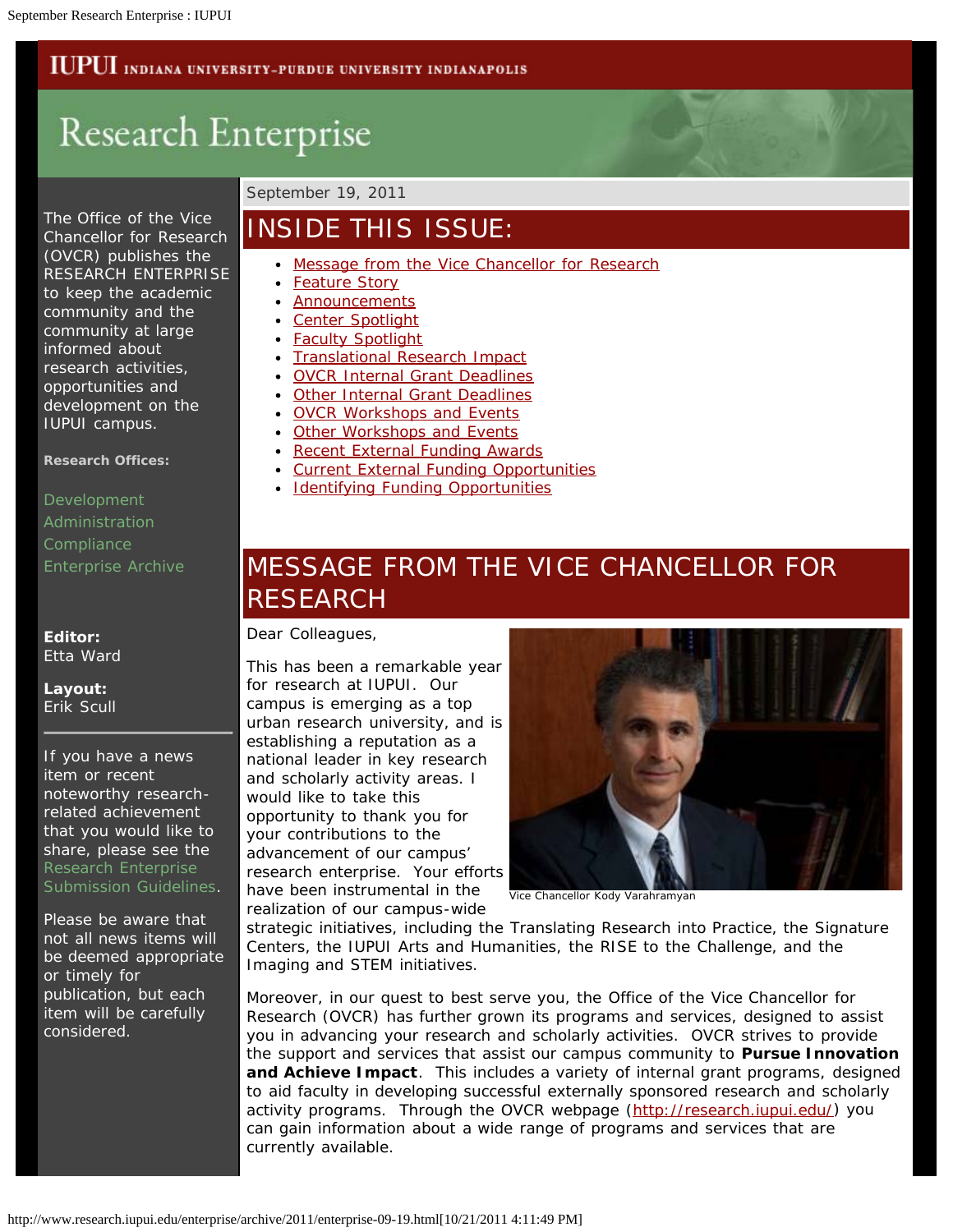IUPUI INDIANA UNIVERSITY-PURDUE UNIVERSITY INDIANAPOLIS

# Research Enterprise

The Office of the Vice Chancellor for Research (OVCR) publishes the RESEARCH ENTERPRISE to keep the academic community and the community at large informed about research activities, opportunities and development on the IUPUI campus.

**Research Offices:**

Development
Administration
Compliance
Enterprise Archive

**Editor:**
Etta Ward

**Layout:**
Erik Scull

If you have a news item or recent noteworthy research-related achievement that you would like to share, please see the Research Enterprise Submission Guidelines.

Please be aware that not all news items will be deemed appropriate or timely for publication, but each item will be carefully considered.

September 19, 2011

## INSIDE THIS ISSUE:

- Message from the Vice Chancellor for Research
- Feature Story
- Announcements
- Center Spotlight
- Faculty Spotlight
- Translational Research Impact
- OVCR Internal Grant Deadlines
- Other Internal Grant Deadlines
- OVCR Workshops and Events
- Other Workshops and Events
- Recent External Funding Awards
- Current External Funding Opportunities
- Identifying Funding Opportunities

## MESSAGE FROM THE VICE CHANCELLOR FOR RESEARCH

Dear Colleagues,

Vice Chancellor Kody Varahramyan

This has been a remarkable year for research at IUPUI. Our campus is emerging as a top urban research university, and is establishing a reputation as a national leader in key research and scholarly activity areas. I would like to take this opportunity to thank you for your contributions to the advancement of our campus' research enterprise. Your efforts have been instrumental in the realization of our campus-wide strategic initiatives, including the Translating Research into Practice, the Signature Centers, the IUPUI Arts and Humanities, the RISE to the Challenge, and the Imaging and STEM initiatives.

Moreover, in our quest to best serve you, the Office of the Vice Chancellor for Research (OVCR) has further grown its programs and services, designed to assist you in advancing your research and scholarly activities. OVCR strives to provide the support and services that assist our campus community to **Pursue Innovation and Achieve Impact**. This includes a variety of internal grant programs, designed to aid faculty in developing successful externally sponsored research and scholarly activity programs. Through the OVCR webpage (http://research.iupui.edu/) you can gain information about a wide range of programs and services that are currently available.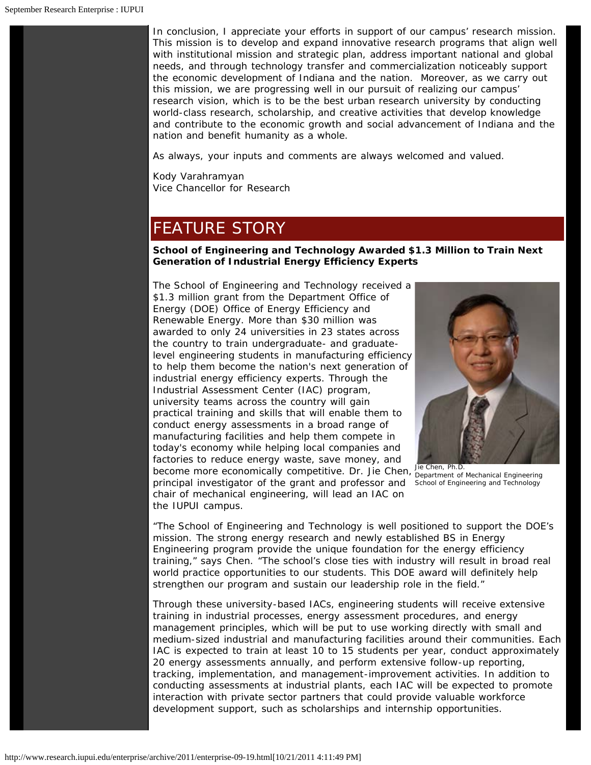In conclusion, I appreciate your efforts in support of our campus' research mission. This mission is to develop and expand innovative research programs that align well with institutional mission and strategic plan, address important national and global needs, and through technology transfer and commercialization noticeably support the economic development of Indiana and the nation. Moreover, as we carry out this mission, we are progressing well in our pursuit of realizing our campus' research vision, which is to be the best urban research university by conducting world-class research, scholarship, and creative activities that develop knowledge and contribute to the economic growth and social advancement of Indiana and the nation and benefit humanity as a whole.

As always, your inputs and comments are always welcomed and valued.

Kody Varahramyan
Vice Chancellor for Research

## FEATURE STORY

**School of Engineering and Technology Awarded $1.3 Million to Train Next Generation of Industrial Energy Efficiency Experts**

The School of Engineering and Technology received a $1.3 million grant from the Department Office of Energy (DOE) Office of Energy Efficiency and Renewable Energy. More than $30 million was awarded to only 24 universities in 23 states across the country to train undergraduate- and graduate-level engineering students in manufacturing efficiency to help them become the nation's next generation of industrial energy efficiency experts. Through the Industrial Assessment Center (IAC) program, university teams across the country will gain practical training and skills that will enable them to conduct energy assessments in a broad range of manufacturing facilities and help them compete in today's economy while helping local companies and factories to reduce energy waste, save money, and become more economically competitive. Dr. Jie Chen, principal investigator of the grant and professor and chair of mechanical engineering, will lead an IAC on the IUPUI campus.

Jie Chen, Ph.D.
Department of Mechanical Engineering
School of Engineering and Technology

"The School of Engineering and Technology is well positioned to support the DOE's mission. The strong energy research and newly established BS in Energy Engineering program provide the unique foundation for the energy efficiency training," says Chen. "The school's close ties with industry will result in broad real world practice opportunities to our students. This DOE award will definitely help strengthen our program and sustain our leadership role in the field."

Through these university-based IACs, engineering students will receive extensive training in industrial processes, energy assessment procedures, and energy management principles, which will be put to use working directly with small and medium-sized industrial and manufacturing facilities around their communities. Each IAC is expected to train at least 10 to 15 students per year, conduct approximately 20 energy assessments annually, and perform extensive follow-up reporting, tracking, implementation, and management-improvement activities. In addition to conducting assessments at industrial plants, each IAC will be expected to promote interaction with private sector partners that could provide valuable workforce development support, such as scholarships and internship opportunities.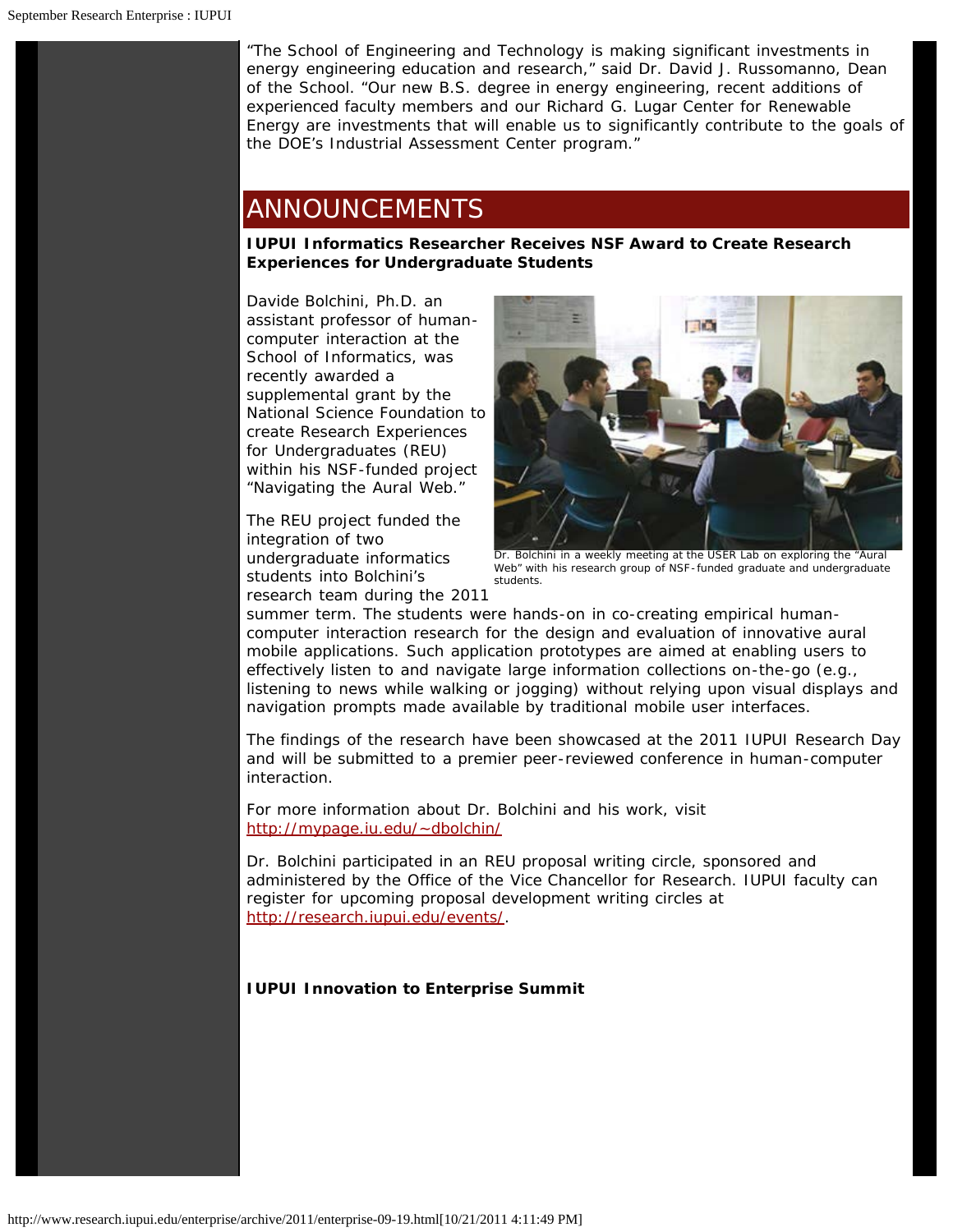"The School of Engineering and Technology is making significant investments in energy engineering education and research," said Dr. David J. Russomanno, Dean of the School. "Our new B.S. degree in energy engineering, recent additions of experienced faculty members and our Richard G. Lugar Center for Renewable Energy are investments that will enable us to significantly contribute to the goals of the DOE's Industrial Assessment Center program."

## ANNOUNCEMENTS

**IUPUI Informatics Researcher Receives NSF Award to Create Research Experiences for Undergraduate Students**

Davide Bolchini, Ph.D. an assistant professor of human-computer interaction at the School of Informatics, was recently awarded a supplemental grant by the National Science Foundation to create Research Experiences for Undergraduates (REU) within his NSF-funded project "Navigating the Aural Web."

Dr. Bolchini in a weekly meeting at the USER Lab on exploring the "Aural Web" with his research group of NSF-funded graduate and undergraduate students.

The REU project funded the integration of two undergraduate informatics students into Bolchini's research team during the 2011 summer term. The students were hands-on in co-creating empirical human-computer interaction research for the design and evaluation of innovative aural mobile applications. Such application prototypes are aimed at enabling users to effectively listen to and navigate large information collections on-the-go (e.g., listening to news while walking or jogging) without relying upon visual displays and navigation prompts made available by traditional mobile user interfaces.

The findings of the research have been showcased at the 2011 IUPUI Research Day and will be submitted to a premier peer-reviewed conference in human-computer interaction.

For more information about Dr. Bolchini and his work, visit http://mypage.iu.edu/~dbolchin/

Dr. Bolchini participated in an REU proposal writing circle, sponsored and administered by the Office of the Vice Chancellor for Research. IUPUI faculty can register for upcoming proposal development writing circles at http://research.iupui.edu/events/.

**IUPUI Innovation to Enterprise Summit**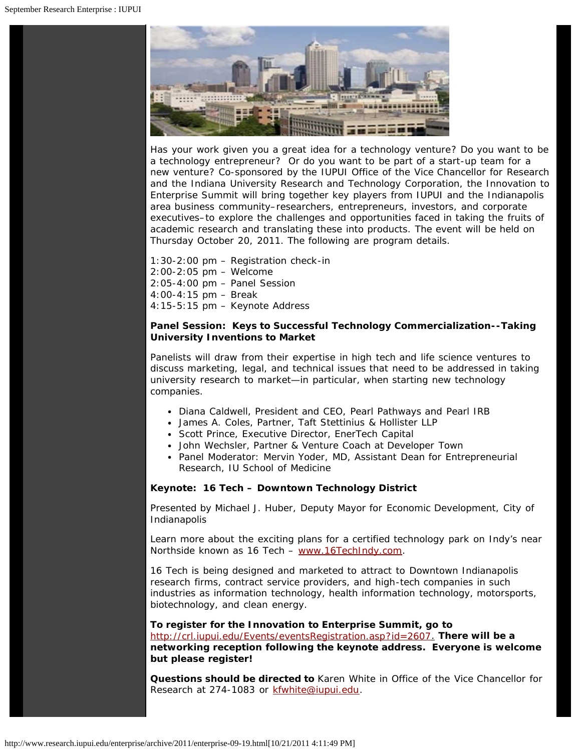Has your work given you a great idea for a technology venture? Do you want to be a technology entrepreneur?  Or do you want to be part of a start-up team for a new venture? Co-sponsored by the IUPUI Office of the Vice Chancellor for Research and the Indiana University Research and Technology Corporation, the Innovation to Enterprise Summit will bring together key players from IUPUI and the Indianapolis area business community–researchers, entrepreneurs, investors, and corporate executives–to explore the challenges and opportunities faced in taking the fruits of academic research and translating these into products. The event will be held on Thursday October 20, 2011. The following are program details.

1:30-2:00 pm – Registration check-in
2:00-2:05 pm – Welcome
2:05-4:00 pm – Panel Session
4:00-4:15 pm – Break
4:15-5:15 pm – Keynote Address

**Panel Session:  Keys to Successful Technology Commercialization--Taking University Inventions to Market**

Panelists will draw from their expertise in high tech and life science ventures to discuss marketing, legal, and technical issues that need to be addressed in taking university research to market—in particular, when starting new technology companies.

- Diana Caldwell, President and CEO, Pearl Pathways and Pearl IRB
- James A. Coles, Partner, Taft Stettinius & Hollister LLP
- Scott Prince, Executive Director, EnerTech Capital
- John Wechsler, Partner & Venture Coach at Developer Town
- Panel Moderator: Mervin Yoder, MD, Assistant Dean for Entrepreneurial Research, IU School of Medicine

**Keynote:  16 Tech – Downtown Technology District**

Presented by Michael J. Huber, Deputy Mayor for Economic Development, City of Indianapolis

Learn more about the exciting plans for a certified technology park on Indy's near Northside known as 16 Tech – www.16TechIndy.com.

16 Tech is being designed and marketed to attract to Downtown Indianapolis research firms, contract service providers, and high-tech companies in such industries as information technology, health information technology, motorsports, biotechnology, and clean energy.

**To register for the Innovation to Enterprise Summit, go to** http://crl.iupui.edu/Events/eventsRegistration.asp?id=2607. **There will be a networking reception following the keynote address.  Everyone is welcome but please register!**

**Questions should be directed to** Karen White in Office of the Vice Chancellor for Research at 274-1083 or kfwhite@iupui.edu.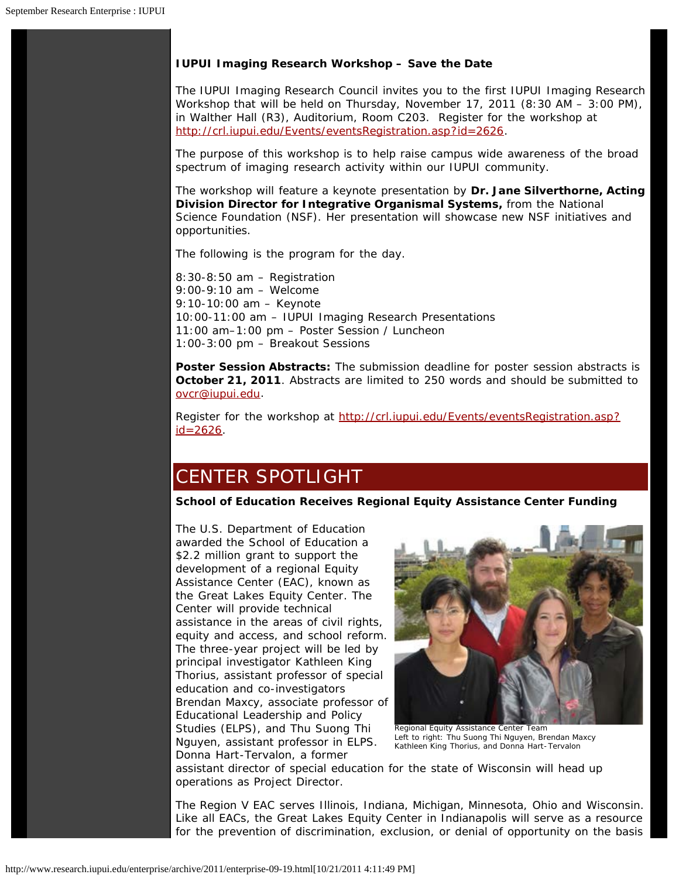**IUPUI Imaging Research Workshop – Save the Date**

The IUPUI Imaging Research Council invites you to the first IUPUI Imaging Research Workshop that will be held on Thursday, November 17, 2011 (8:30 AM – 3:00 PM), in Walther Hall (R3), Auditorium, Room C203. Register for the workshop at http://crl.iupui.edu/Events/eventsRegistration.asp?id=2626.

The purpose of this workshop is to help raise campus wide awareness of the broad spectrum of imaging research activity within our IUPUI community.

The workshop will feature a keynote presentation by **Dr. Jane Silverthorne, Acting Division Director for Integrative Organismal Systems,** from the National Science Foundation (NSF). Her presentation will showcase new NSF initiatives and opportunities.

The following is the program for the day.

8:30-8:50 am – Registration
9:00-9:10 am – Welcome
9:10-10:00 am – Keynote
10:00-11:00 am – IUPUI Imaging Research Presentations
11:00 am–1:00 pm – Poster Session / Luncheon
1:00-3:00 pm – Breakout Sessions

**Poster Session Abstracts:** The submission deadline for poster session abstracts is **October 21, 2011**. Abstracts are limited to 250 words and should be submitted to ovcr@iupui.edu.

Register for the workshop at http://crl.iupui.edu/Events/eventsRegistration.asp?id=2626.

# CENTER SPOTLIGHT

**School of Education Receives Regional Equity Assistance Center Funding**

The U.S. Department of Education awarded the School of Education a $2.2 million grant to support the development of a regional Equity Assistance Center (EAC), known as the Great Lakes Equity Center. The Center will provide technical assistance in the areas of civil rights, equity and access, and school reform. The three-year project will be led by principal investigator Kathleen King Thorius, assistant professor of special education and co-investigators Brendan Maxcy, associate professor of Educational Leadership and Policy Studies (ELPS), and Thu Suong Thi Nguyen, assistant professor in ELPS. Donna Hart-Tervalon, a former assistant director of special education for the state of Wisconsin will head up operations as Project Director.

Regional Equity Assistance Center Team
Left to right: Thu Suong Thi Nguyen, Brendan Maxcy Kathleen King Thorius, and Donna Hart-Tervalon

The Region V EAC serves Illinois, Indiana, Michigan, Minnesota, Ohio and Wisconsin. Like all EACs, the Great Lakes Equity Center in Indianapolis will serve as a resource for the prevention of discrimination, exclusion, or denial of opportunity on the basis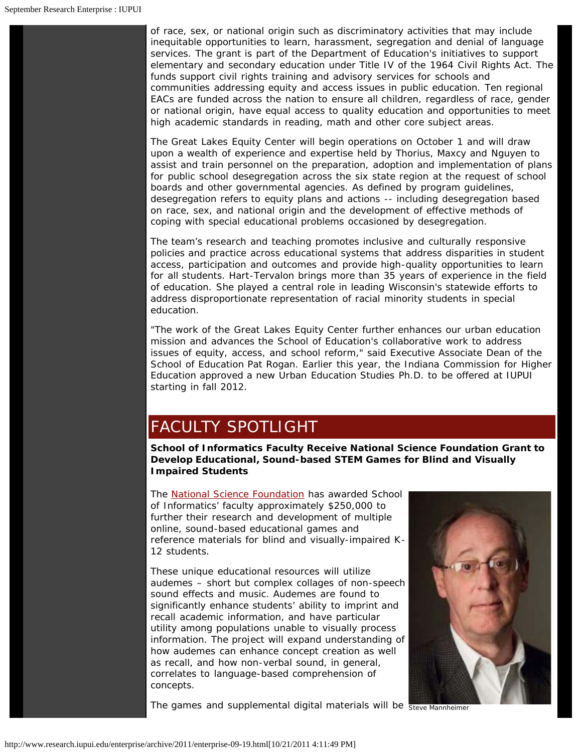of race, sex, or national origin such as discriminatory activities that may include inequitable opportunities to learn, harassment, segregation and denial of language services. The grant is part of the Department of Education's initiatives to support elementary and secondary education under Title IV of the 1964 Civil Rights Act. The funds support civil rights training and advisory services for schools and communities addressing equity and access issues in public education. Ten regional EACs are funded across the nation to ensure all children, regardless of race, gender or national origin, have equal access to quality education and opportunities to meet high academic standards in reading, math and other core subject areas.

The Great Lakes Equity Center will begin operations on October 1 and will draw upon a wealth of experience and expertise held by Thorius, Maxcy and Nguyen to assist and train personnel on the preparation, adoption and implementation of plans for public school desegregation across the six state region at the request of school boards and other governmental agencies. As defined by program guidelines, desegregation refers to equity plans and actions -- including desegregation based on race, sex, and national origin and the development of effective methods of coping with special educational problems occasioned by desegregation.

The team's research and teaching promotes inclusive and culturally responsive policies and practice across educational systems that address disparities in student access, participation and outcomes and provide high-quality opportunities to learn for all students. Hart-Tervalon brings more than 35 years of experience in the field of education. She played a central role in leading Wisconsin's statewide efforts to address disproportionate representation of racial minority students in special education.

"The work of the Great Lakes Equity Center further enhances our urban education mission and advances the School of Education's collaborative work to address issues of equity, access, and school reform," said Executive Associate Dean of the School of Education Pat Rogan. Earlier this year, the Indiana Commission for Higher Education approved a new Urban Education Studies Ph.D. to be offered at IUPUI starting in fall 2012.

## FACULTY SPOTLIGHT

**School of Informatics Faculty Receive National Science Foundation Grant to Develop Educational, Sound-based STEM Games for Blind and Visually Impaired Students**

The National Science Foundation has awarded School of Informatics' faculty approximately $250,000 to further their research and development of multiple online, sound-based educational games and reference materials for blind and visually-impaired K-12 students.

These unique educational resources will utilize audemes – short but complex collages of non-speech sound effects and music. Audemes are found to significantly enhance students' ability to imprint and recall academic information, and have particular utility among populations unable to visually process information. The project will expand understanding of how audemes can enhance concept creation as well as recall, and how non-verbal sound, in general, correlates to language-based comprehension of concepts.

Steve Mannheimer

The games and supplemental digital materials will be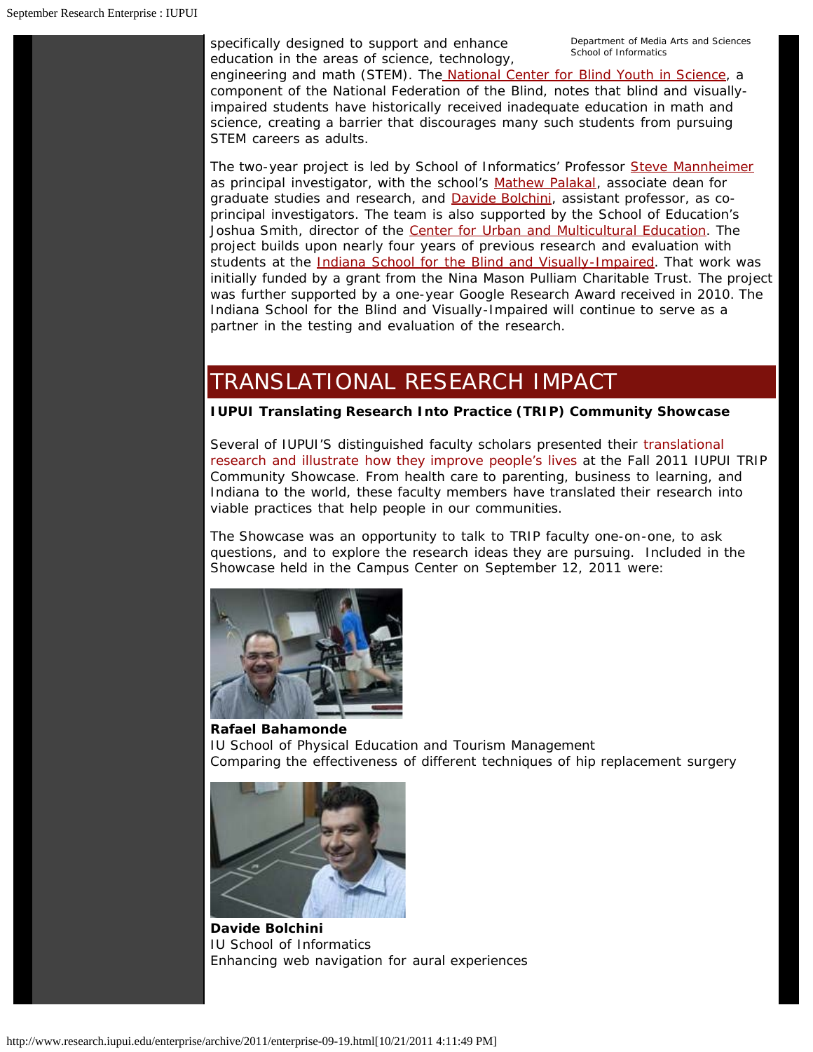specifically designed to support and enhance education in the areas of science, technology, engineering and math (STEM). The National Center for Blind Youth in Science, a component of the National Federation of the Blind, notes that blind and visually-impaired students have historically received inadequate education in math and science, creating a barrier that discourages many such students from pursuing STEM careers as adults.

Department of Media Arts and Sciences
School of Informatics

The two-year project is led by School of Informatics' Professor Steve Mannheimer as principal investigator, with the school's Mathew Palakal, associate dean for graduate studies and research, and Davide Bolchini, assistant professor, as co-principal investigators. The team is also supported by the School of Education's Joshua Smith, director of the Center for Urban and Multicultural Education. The project builds upon nearly four years of previous research and evaluation with students at the Indiana School for the Blind and Visually-Impaired. That work was initially funded by a grant from the Nina Mason Pulliam Charitable Trust. The project was further supported by a one-year Google Research Award received in 2010. The Indiana School for the Blind and Visually-Impaired will continue to serve as a partner in the testing and evaluation of the research.

## TRANSLATIONAL RESEARCH IMPACT

**IUPUI Translating Research Into Practice (TRIP) Community Showcase**

Several of IUPUI'S distinguished faculty scholars presented their translational research and illustrate how they improve people's lives at the Fall 2011 IUPUI TRIP Community Showcase. From health care to parenting, business to learning, and Indiana to the world, these faculty members have translated their research into viable practices that help people in our communities.

The Showcase was an opportunity to talk to TRIP faculty one-on-one, to ask questions, and to explore the research ideas they are pursuing. Included in the Showcase held in the Campus Center on September 12, 2011 were:

**Rafael Bahamonde**
IU School of Physical Education and Tourism Management
Comparing the effectiveness of different techniques of hip replacement surgery

**Davide Bolchini**
IU School of Informatics
Enhancing web navigation for aural experiences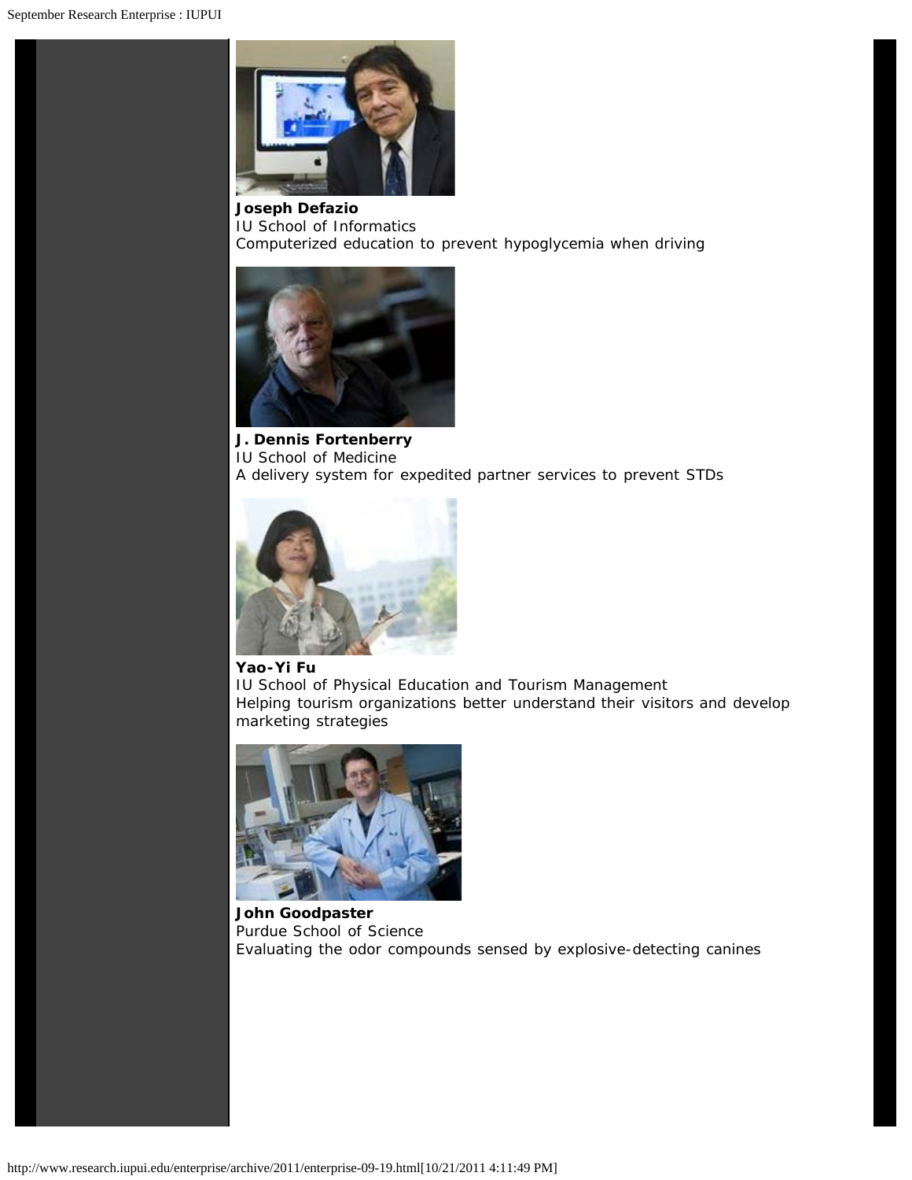**Joseph Defazio**
IU School of Informatics
Computerized education to prevent hypoglycemia when driving

**J. Dennis Fortenberry**
IU School of Medicine
A delivery system for expedited partner services to prevent STDs

**Yao-Yi Fu**
IU School of Physical Education and Tourism Management
Helping tourism organizations better understand their visitors and develop marketing strategies

**John Goodpaster**
Purdue School of Science
Evaluating the odor compounds sensed by explosive-detecting canines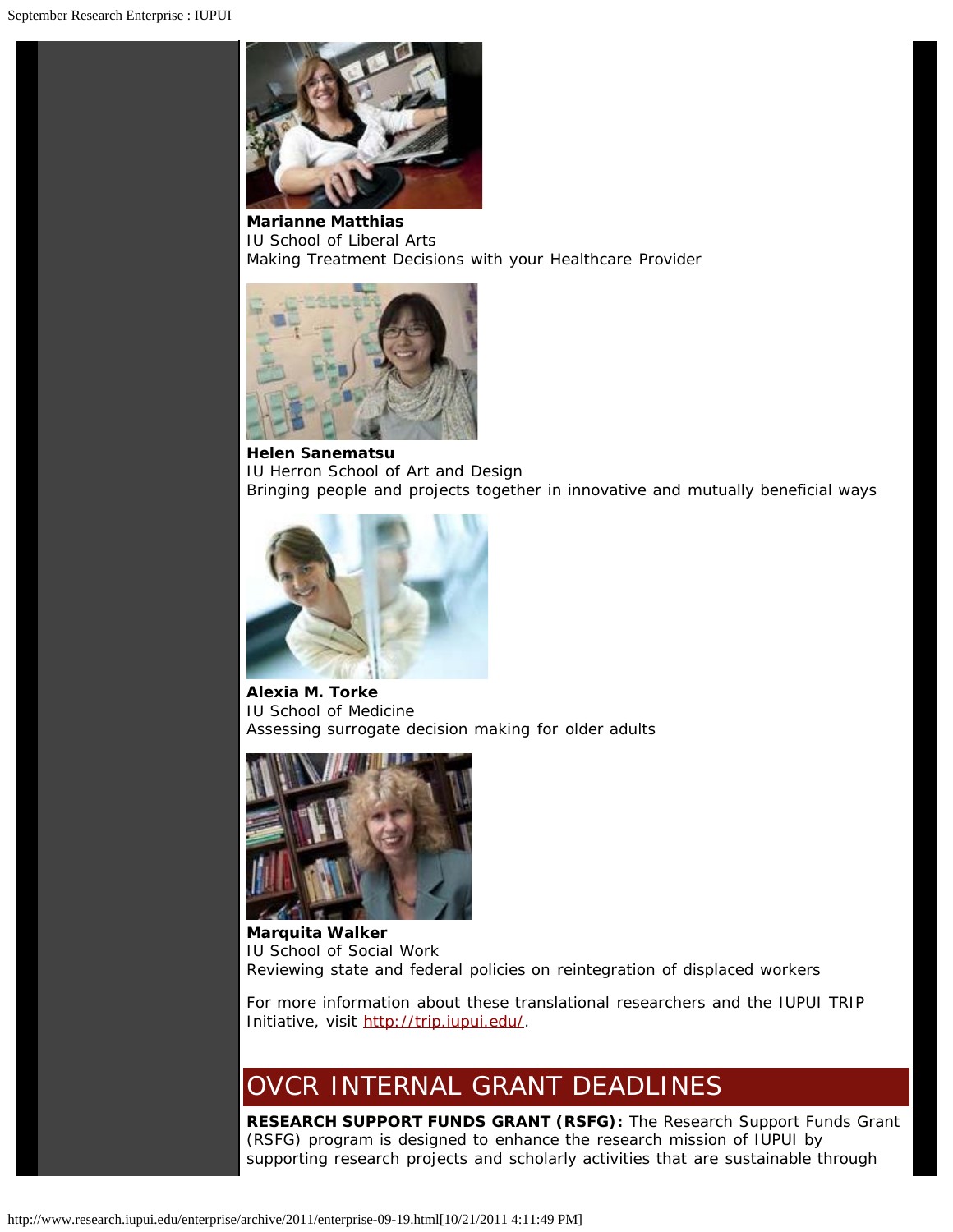**Marianne Matthias**
IU School of Liberal Arts
Making Treatment Decisions with your Healthcare Provider

**Helen Sanematsu**
IU Herron School of Art and Design
Bringing people and projects together in innovative and mutually beneficial ways

**Alexia M. Torke**
IU School of Medicine
Assessing surrogate decision making for older adults

**Marquita Walker**
IU School of Social Work
Reviewing state and federal policies on reintegration of displaced workers

For more information about these translational researchers and the IUPUI TRIP Initiative, visit http://trip.iupui.edu/.

## OVCR INTERNAL GRANT DEADLINES

**RESEARCH SUPPORT FUNDS GRANT (RSFG):** The Research Support Funds Grant (RSFG) program is designed to enhance the research mission of IUPUI by supporting research projects and scholarly activities that are sustainable through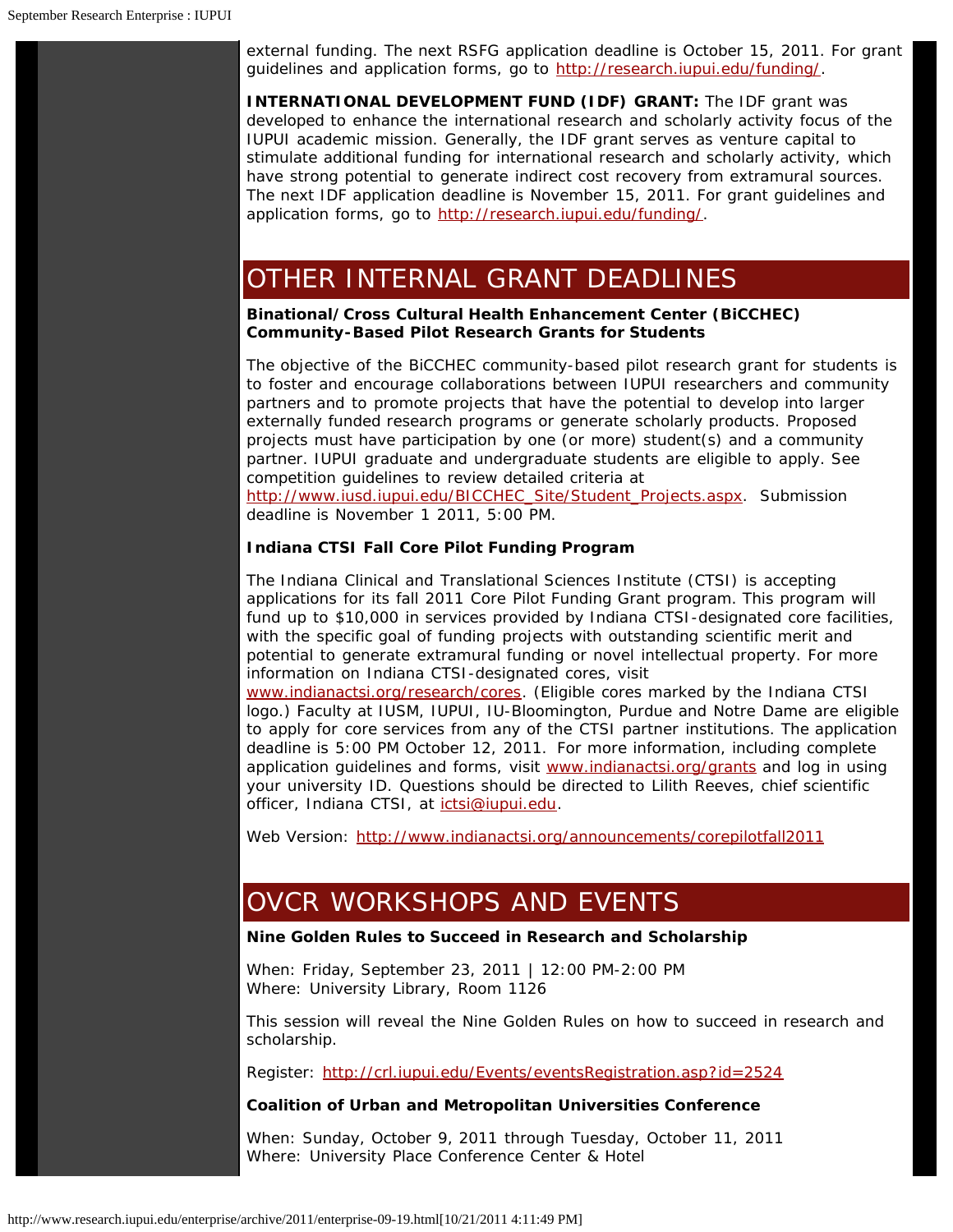external funding. The next RSFG application deadline is October 15, 2011. For grant guidelines and application forms, go to http://research.iupui.edu/funding/.

**INTERNATIONAL DEVELOPMENT FUND (IDF) GRANT:** The IDF grant was developed to enhance the international research and scholarly activity focus of the IUPUI academic mission. Generally, the IDF grant serves as venture capital to stimulate additional funding for international research and scholarly activity, which have strong potential to generate indirect cost recovery from extramural sources. The next IDF application deadline is November 15, 2011. For grant guidelines and application forms, go to http://research.iupui.edu/funding/.

## OTHER INTERNAL GRANT DEADLINES

**Binational/Cross Cultural Health Enhancement Center (BiCCHEC) Community-Based Pilot Research Grants for Students**

The objective of the BiCCHEC community-based pilot research grant for students is to foster and encourage collaborations between IUPUI researchers and community partners and to promote projects that have the potential to develop into larger externally funded research programs or generate scholarly products. Proposed projects must have participation by one (or more) student(s) and a community partner. IUPUI graduate and undergraduate students are eligible to apply. See competition guidelines to review detailed criteria at http://www.iusd.iupui.edu/BICCHEC_Site/Student_Projects.aspx. Submission deadline is November 1 2011, 5:00 PM.

**Indiana CTSI Fall Core Pilot Funding Program**

The Indiana Clinical and Translational Sciences Institute (CTSI) is accepting applications for its fall 2011 Core Pilot Funding Grant program. This program will fund up to $10,000 in services provided by Indiana CTSI-designated core facilities, with the specific goal of funding projects with outstanding scientific merit and potential to generate extramural funding or novel intellectual property. For more information on Indiana CTSI-designated cores, visit www.indianactsi.org/research/cores. (Eligible cores marked by the Indiana CTSI logo.) Faculty at IUSM, IUPUI, IU-Bloomington, Purdue and Notre Dame are eligible to apply for core services from any of the CTSI partner institutions. The application deadline is 5:00 PM October 12, 2011. For more information, including complete application guidelines and forms, visit www.indianactsi.org/grants and log in using your university ID. Questions should be directed to Lilith Reeves, chief scientific officer, Indiana CTSI, at ictsi@iupui.edu.

Web Version: http://www.indianactsi.org/announcements/corepilotfall2011

## OVCR WORKSHOPS AND EVENTS

**Nine Golden Rules to Succeed in Research and Scholarship**

When: Friday, September 23, 2011 | 12:00 PM-2:00 PM
Where: University Library, Room 1126

This session will reveal the Nine Golden Rules on how to succeed in research and scholarship.

Register: http://crl.iupui.edu/Events/eventsRegistration.asp?id=2524

**Coalition of Urban and Metropolitan Universities Conference**

When: Sunday, October 9, 2011 through Tuesday, October 11, 2011
Where: University Place Conference Center & Hotel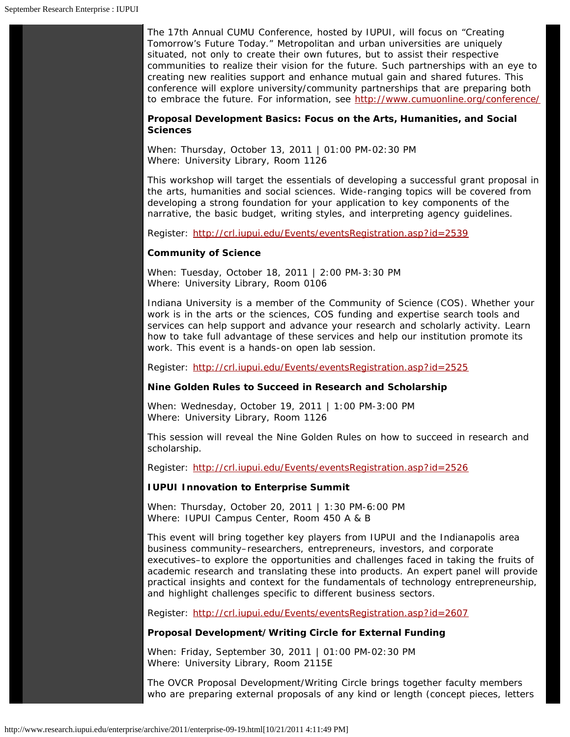The 17th Annual CUMU Conference, hosted by IUPUI, will focus on "Creating Tomorrow's Future Today." Metropolitan and urban universities are uniquely situated, not only to create their own futures, but to assist their respective communities to realize their vision for the future. Such partnerships with an eye to creating new realities support and enhance mutual gain and shared futures. This conference will explore university/community partnerships that are preparing both to embrace the future. For information, see http://www.cumuonline.org/conference/

**Proposal Development Basics: Focus on the Arts, Humanities, and Social Sciences**

When: Thursday, October 13, 2011 | 01:00 PM-02:30 PM
Where: University Library, Room 1126

This workshop will target the essentials of developing a successful grant proposal in the arts, humanities and social sciences. Wide-ranging topics will be covered from developing a strong foundation for your application to key components of the narrative, the basic budget, writing styles, and interpreting agency guidelines.

Register: http://crl.iupui.edu/Events/eventsRegistration.asp?id=2539

**Community of Science**

When: Tuesday, October 18, 2011 | 2:00 PM-3:30 PM
Where: University Library, Room 0106

Indiana University is a member of the Community of Science (COS). Whether your work is in the arts or the sciences, COS funding and expertise search tools and services can help support and advance your research and scholarly activity. Learn how to take full advantage of these services and help our institution promote its work. This event is a hands-on open lab session.

Register: http://crl.iupui.edu/Events/eventsRegistration.asp?id=2525

**Nine Golden Rules to Succeed in Research and Scholarship**

When: Wednesday, October 19, 2011 | 1:00 PM-3:00 PM
Where: University Library, Room 1126

This session will reveal the Nine Golden Rules on how to succeed in research and scholarship.

Register: http://crl.iupui.edu/Events/eventsRegistration.asp?id=2526

**IUPUI Innovation to Enterprise Summit**

When: Thursday, October 20, 2011 | 1:30 PM-6:00 PM
Where: IUPUI Campus Center, Room 450 A & B

This event will bring together key players from IUPUI and the Indianapolis area business community–researchers, entrepreneurs, investors, and corporate executives–to explore the opportunities and challenges faced in taking the fruits of academic research and translating these into products. An expert panel will provide practical insights and context for the fundamentals of technology entrepreneurship, and highlight challenges specific to different business sectors.

Register: http://crl.iupui.edu/Events/eventsRegistration.asp?id=2607

**Proposal Development/Writing Circle for External Funding**

When: Friday, September 30, 2011 | 01:00 PM-02:30 PM
Where: University Library, Room 2115E

The OVCR Proposal Development/Writing Circle brings together faculty members who are preparing external proposals of any kind or length (concept pieces, letters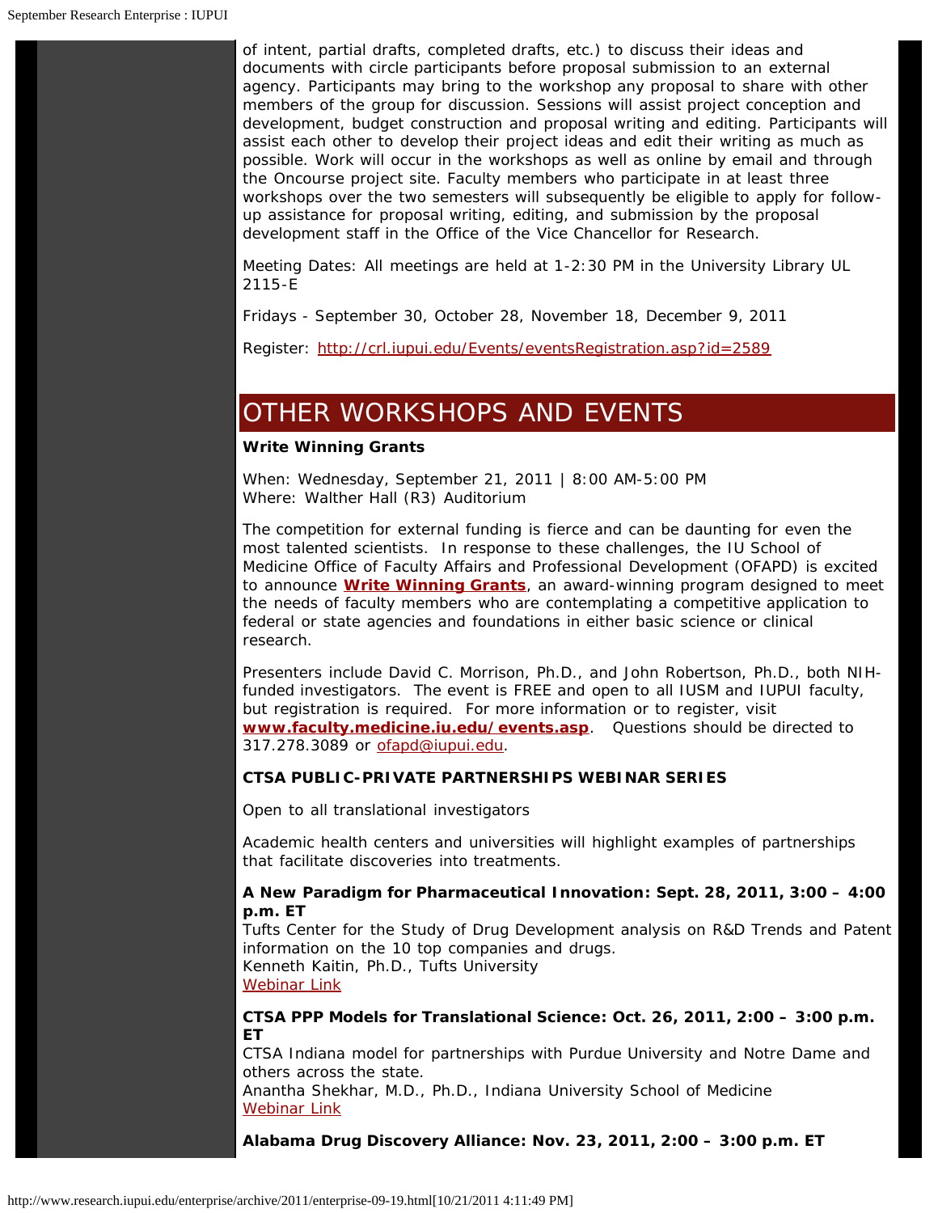of intent, partial drafts, completed drafts, etc.) to discuss their ideas and documents with circle participants before proposal submission to an external agency. Participants may bring to the workshop any proposal to share with other members of the group for discussion. Sessions will assist project conception and development, budget construction and proposal writing and editing. Participants will assist each other to develop their project ideas and edit their writing as much as possible. Work will occur in the workshops as well as online by email and through the Oncourse project site. Faculty members who participate in at least three workshops over the two semesters will subsequently be eligible to apply for follow-up assistance for proposal writing, editing, and submission by the proposal development staff in the Office of the Vice Chancellor for Research.

Meeting Dates: All meetings are held at 1-2:30 PM in the University Library UL 2115-E

Fridays - September 30, October 28, November 18, December 9, 2011

Register: http://crl.iupui.edu/Events/eventsRegistration.asp?id=2589

# OTHER WORKSHOPS AND EVENTS

**Write Winning Grants**

When: Wednesday, September 21, 2011 | 8:00 AM-5:00 PM
Where: Walther Hall (R3) Auditorium

The competition for external funding is fierce and can be daunting for even the most talented scientists. In response to these challenges, the IU School of Medicine Office of Faculty Affairs and Professional Development (OFAPD) is excited to announce **Write Winning Grants**, an award-winning program designed to meet the needs of faculty members who are contemplating a competitive application to federal or state agencies and foundations in either basic science or clinical research.

Presenters include David C. Morrison, Ph.D., and John Robertson, Ph.D., both NIH-funded investigators. The event is FREE and open to all IUSM and IUPUI faculty, but registration is required. For more information or to register, visit **www.faculty.medicine.iu.edu/events.asp**. Questions should be directed to 317.278.3089 or ofapd@iupui.edu.

**CTSA PUBLIC-PRIVATE PARTNERSHIPS WEBINAR SERIES**

Open to all translational investigators

Academic health centers and universities will highlight examples of partnerships that facilitate discoveries into treatments.

**A New Paradigm for Pharmaceutical Innovation: Sept. 28, 2011, 3:00 – 4:00 p.m. ET**
Tufts Center for the Study of Drug Development analysis on R&D Trends and Patent information on the 10 top companies and drugs.
Kenneth Kaitin, Ph.D., Tufts University
Webinar Link

**CTSA PPP Models for Translational Science: Oct. 26, 2011, 2:00 – 3:00 p.m. ET**
CTSA Indiana model for partnerships with Purdue University and Notre Dame and others across the state.
Anantha Shekhar, M.D., Ph.D., Indiana University School of Medicine
Webinar Link

**Alabama Drug Discovery Alliance: Nov. 23, 2011, 2:00 – 3:00 p.m. ET**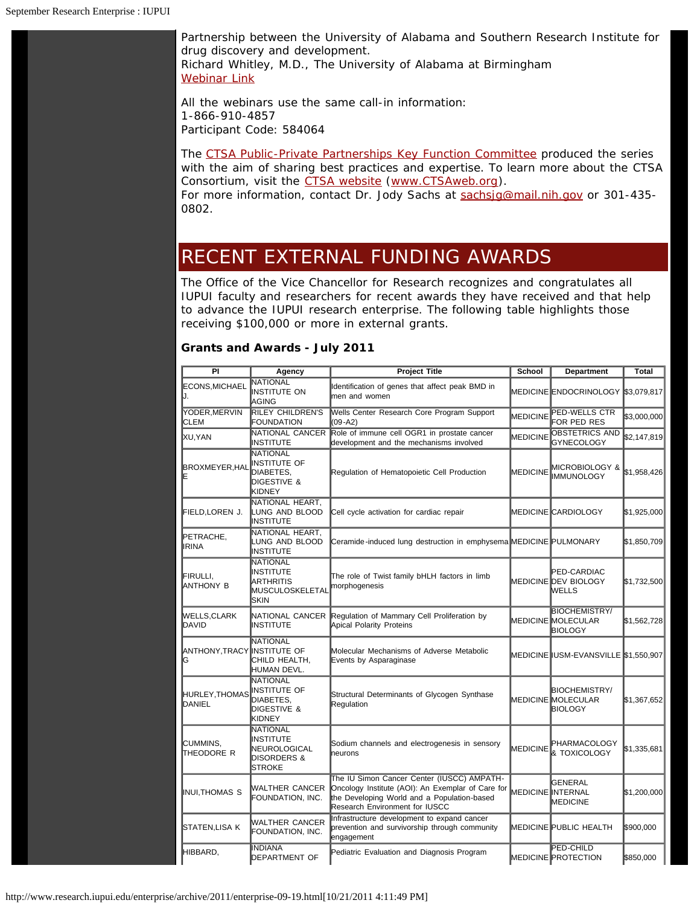Partnership between the University of Alabama and Southern Research Institute for drug discovery and development.
Richard Whitley, M.D., The University of Alabama at Birmingham
Webinar Link

All the webinars use the same call-in information:
1-866-910-4857
Participant Code: 584064

The CTSA Public-Private Partnerships Key Function Committee produced the series with the aim of sharing best practices and expertise. To learn more about the CTSA Consortium, visit the CTSA website (www.CTSAweb.org).
For more information, contact Dr. Jody Sachs at sachsjg@mail.nih.gov or 301-435-0802.

# RECENT EXTERNAL FUNDING AWARDS

The Office of the Vice Chancellor for Research recognizes and congratulates all IUPUI faculty and researchers for recent awards they have received and that help to advance the IUPUI research enterprise. The following table highlights those receiving $100,000 or more in external grants.

**Grants and Awards - July 2011**

| PI | Agency | Project Title | School | Department | Total |
|---|---|---|---|---|---|
| ECONS,MICHAEL J. | NATIONAL INSTITUTE ON AGING | Identification of genes that affect peak BMD in men and women | MEDICINE | ENDOCRINOLOGY | $3,079,817 |
| YODER,MERVIN CLEM | RILEY CHILDREN'S FOUNDATION | Wells Center Research Core Program Support (09-A2) | MEDICINE | PED-WELLS CTR FOR PED RES | $3,000,000 |
| XU,YAN | NATIONAL CANCER INSTITUTE | Role of immune cell OGR1 in prostate cancer development and the mechanisms involved | MEDICINE | OBSTETRICS AND GYNECOLOGY | $2,147,819 |
| BROXMEYER,HAL E | NATIONAL INSTITUTE OF DIABETES, DIGESTIVE & KIDNEY | Regulation of Hematopoietic Cell Production | MEDICINE | MICROBIOLOGY & IMMUNOLOGY | $1,958,426 |
| FIELD,LOREN J. | NATIONAL HEART, LUNG AND BLOOD INSTITUTE | Cell cycle activation for cardiac repair | MEDICINE | CARDIOLOGY | $1,925,000 |
| PETRACHE, IRINA | NATIONAL HEART, LUNG AND BLOOD INSTITUTE | Ceramide-induced lung destruction in emphysema | MEDICINE | PULMONARY | $1,850,709 |
| FIRULLI, ANTHONY B | NATIONAL INSTITUTE ARTHRITIS MUSCULOSKELETAL SKIN | The role of Twist family bHLH factors in limb morphogenesis | MEDICINE | PED-CARDIAC DEV BIOLOGY WELLS | $1,732,500 |
| WELLS,CLARK DAVID | NATIONAL CANCER INSTITUTE | Regulation of Mammary Cell Proliferation by Apical Polarity Proteins | MEDICINE | BIOCHEMISTRY/ MOLECULAR BIOLOGY | $1,562,728 |
| ANTHONY,TRACY G | NATIONAL INSTITUTE OF CHILD HEALTH, HUMAN DEVL. | Molecular Mechanisms of Adverse Metabolic Events by Asparaginase | MEDICINE | IUSM-EVANSVILLE | $1,550,907 |
| HURLEY,THOMAS DANIEL | NATIONAL INSTITUTE OF DIABETES, DIGESTIVE & KIDNEY | Structural Determinants of Glycogen Synthase Regulation | MEDICINE | BIOCHEMISTRY/ MOLECULAR BIOLOGY | $1,367,652 |
| CUMMINS, THEODORE R | NATIONAL INSTITUTE NEUROLOGICAL DISORDERS & STROKE | Sodium channels and electrogenesis in sensory neurons | MEDICINE | PHARMACOLOGY & TOXICOLOGY | $1,335,681 |
| INUI,THOMAS S | WALTHER CANCER FOUNDATION, INC. | The IU Simon Cancer Center (IUSCC) AMPATH-Oncology Institute (AOI): An Exemplar of Care for the Developing World and a Population-based Research Environment for IUSCC | MEDICINE | GENERAL INTERNAL MEDICINE | $1,200,000 |
| STATEN,LISA K | WALTHER CANCER FOUNDATION, INC. | Infrastructure development to expand cancer prevention and survivorship through community engagement | MEDICINE | PUBLIC HEALTH | $900,000 |
| HIBBARD, | INDIANA DEPARTMENT OF | Pediatric Evaluation and Diagnosis Program | MEDICINE | PED-CHILD PROTECTION | $850,000 |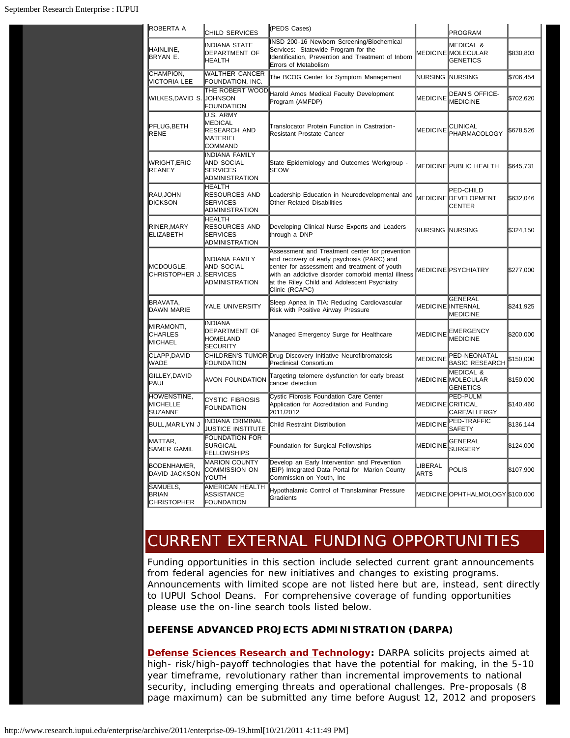| | | | | | |
|---|---|---|---|---|---|
| ROBERTA A | CHILD SERVICES | (PEDS Cases) | | PROGRAM | |
| HAINLINE, BRYAN E. | INDIANA STATE DEPARTMENT OF HEALTH | INSD 200-16 Newborn Screening/Biochemical Services: Statewide Program for the Identification, Prevention and Treatment of Inborn Errors of Metabolism | MEDICINE | MEDICAL & MOLECULAR GENETICS | $830,803 |
| CHAMPION, VICTORIA LEE | WALTHER CANCER FOUNDATION, INC. | The BCOG Center for Symptom Management | NURSING | NURSING | $706,454 |
| WILKES,DAVID S. | THE ROBERT WOOD JOHNSON FOUNDATION | Harold Amos Medical Faculty Development Program (AMFDP) | MEDICINE | DEAN'S OFFICE-MEDICINE | $702,620 |
| PFLUG,BETH RENE | U.S. ARMY MEDICAL RESEARCH AND MATERIEL COMMAND | Translocator Protein Function in Castration-Resistant Prostate Cancer | MEDICINE | CLINICAL PHARMACOLOGY | $678,526 |
| WRIGHT,ERIC REANEY | INDIANA FAMILY AND SOCIAL SERVICES ADMINISTRATION | State Epidemiology and Outcomes Workgroup - SEOW | MEDICINE | PUBLIC HEALTH | $645,731 |
| RAU,JOHN DICKSON | HEALTH RESOURCES AND SERVICES ADMINISTRATION | Leadership Education in Neurodevelopmental and Other Related Disabilities | MEDICINE | PED-CHILD DEVELOPMENT CENTER | $632,046 |
| RINER,MARY ELIZABETH | HEALTH RESOURCES AND SERVICES ADMINISTRATION | Developing Clinical Nurse Experts and Leaders through a DNP | NURSING | NURSING | $324,150 |
| MCDOUGLE, CHRISTOPHER J. | INDIANA FAMILY AND SOCIAL SERVICES ADMINISTRATION | Assessment and Treatment center for prevention and recovery of early psychosis (PARC) and center for assessment and treatment of youth with an addictive disorder comorbid mental illness at the Riley Child and Adolescent Psychiatry Clinic (RCAPC) | MEDICINE | PSYCHIATRY | $277,000 |
| BRAVATA, DAWN MARIE | YALE UNIVERSITY | Sleep Apnea in TIA: Reducing Cardiovascular Risk with Positive Airway Pressure | MEDICINE | GENERAL INTERNAL MEDICINE | $241,925 |
| MIRAMONTI, CHARLES MICHAEL | INDIANA DEPARTMENT OF HOMELAND SECURITY | Managed Emergency Surge for Healthcare | MEDICINE | EMERGENCY MEDICINE | $200,000 |
| CLAPP,DAVID WADE | CHILDREN'S TUMOR FOUNDATION | Drug Discovery Initiative Neurofibromatosis Preclinical Consortium | MEDICINE | PED-NEONATAL BASIC RESEARCH | $150,000 |
| GILLEY,DAVID PAUL | AVON FOUNDATION | Targeting telomere dysfunction for early breast cancer detection | MEDICINE | MEDICAL & MOLECULAR GENETICS | $150,000 |
| HOWENSTINE, MICHELLE SUZANNE | CYSTIC FIBROSIS FOUNDATION | Cystic Fibrosis Foundation Care Center Application for Accreditation and Funding 2011/2012 | MEDICINE | PED-PULM CRITICAL CARE/ALLERGY | $140,460 |
| BULL,MARILYN J | INDIANA CRIMINAL JUSTICE INSTITUTE | Child Restraint Distribution | MEDICINE | PED-TRAFFIC SAFETY | $136,144 |
| MATTAR, SAMER GAMIL | FOUNDATION FOR SURGICAL FELLOWSHIPS | Foundation for Surgical Fellowships | MEDICINE | GENERAL SURGERY | $124,000 |
| BODENHAMER, DAVID JACKSON | MARION COUNTY COMMISSION ON YOUTH | Develop an Early Intervention and Prevention (EIP) Integrated Data Portal for Marion County Commission on Youth, Inc | LIBERAL ARTS | POLIS | $107,900 |
| SAMUELS, BRIAN CHRISTOPHER | AMERICAN HEALTH ASSISTANCE FOUNDATION | Hypothalamic Control of Translaminar Pressure Gradients | MEDICINE | OPHTHALMOLOGY | $100,000 |

## CURRENT EXTERNAL FUNDING OPPORTUNITIES

Funding opportunities in this section include selected current grant announcements from federal agencies for new initiatives and changes to existing programs. Announcements with limited scope are not listed here but are, instead, sent directly to IUPUI School Deans. For comprehensive coverage of funding opportunities please use the on-line search tools listed below.

**DEFENSE ADVANCED PROJECTS ADMINISTRATION (DARPA)**

**Defense Sciences Research and Technology:** DARPA solicits projects aimed at high- risk/high-payoff technologies that have the potential for making, in the 5-10 year timeframe, revolutionary rather than incremental improvements to national security, including emerging threats and operational challenges. Pre-proposals (8 page maximum) can be submitted any time before August 12, 2012 and proposers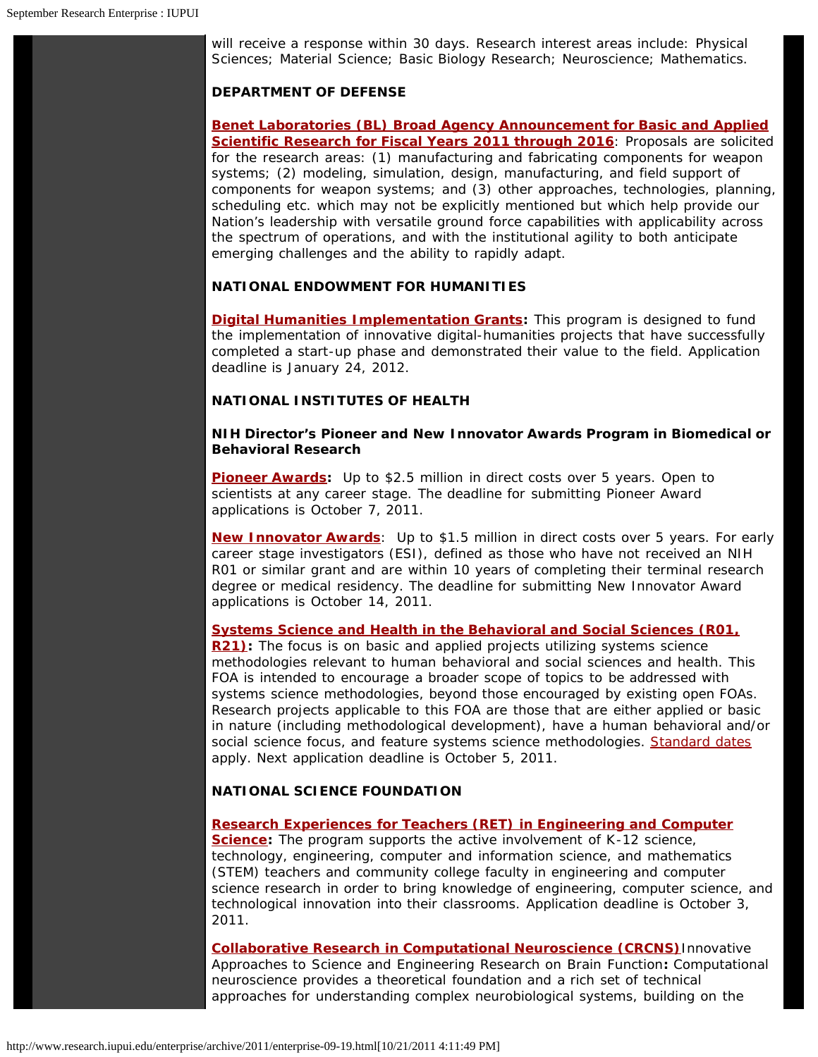will receive a response within 30 days. Research interest areas include: Physical Sciences; Material Science; Basic Biology Research; Neuroscience; Mathematics.

**DEPARTMENT OF DEFENSE**

**Benet Laboratories (BL) Broad Agency Announcement for Basic and Applied Scientific Research for Fiscal Years 2011 through 2016**: Proposals are solicited for the research areas: (1) manufacturing and fabricating components for weapon systems; (2) modeling, simulation, design, manufacturing, and field support of components for weapon systems; and (3) other approaches, technologies, planning, scheduling etc. which may not be explicitly mentioned but which help provide our Nation's leadership with versatile ground force capabilities with applicability across the spectrum of operations, and with the institutional agility to both anticipate emerging challenges and the ability to rapidly adapt.

**NATIONAL ENDOWMENT FOR HUMANITIES**

**Digital Humanities Implementation Grants:** This program is designed to fund the implementation of innovative digital-humanities projects that have successfully completed a start-up phase and demonstrated their value to the field. Application deadline is January 24, 2012.

**NATIONAL INSTITUTES OF HEALTH**

**NIH Director's Pioneer and New Innovator Awards Program in Biomedical or Behavioral Research**

**Pioneer Awards:** Up to $2.5 million in direct costs over 5 years. Open to scientists at any career stage. The deadline for submitting Pioneer Award applications is October 7, 2011.

**New Innovator Awards**: Up to $1.5 million in direct costs over 5 years. For early career stage investigators (ESI), defined as those who have not received an NIH R01 or similar grant and are within 10 years of completing their terminal research degree or medical residency. The deadline for submitting New Innovator Award applications is October 14, 2011.

**Systems Science and Health in the Behavioral and Social Sciences (R01, R21):** The focus is on basic and applied projects utilizing systems science methodologies relevant to human behavioral and social sciences and health. This FOA is intended to encourage a broader scope of topics to be addressed with systems science methodologies, beyond those encouraged by existing open FOAs. Research projects applicable to this FOA are those that are either applied or basic in nature (including methodological development), have a human behavioral and/or social science focus, and feature systems science methodologies. Standard dates apply. Next application deadline is October 5, 2011.

**NATIONAL SCIENCE FOUNDATION**

**Research Experiences for Teachers (RET) in Engineering and Computer Science:** The program supports the active involvement of K-12 science, technology, engineering, computer and information science, and mathematics (STEM) teachers and community college faculty in engineering and computer science research in order to bring knowledge of engineering, computer science, and technological innovation into their classrooms. Application deadline is October 3, 2011.

**Collaborative Research in Computational Neuroscience (CRCNS)** Innovative Approaches to Science and Engineering Research on Brain Function**:** Computational neuroscience provides a theoretical foundation and a rich set of technical approaches for understanding complex neurobiological systems, building on the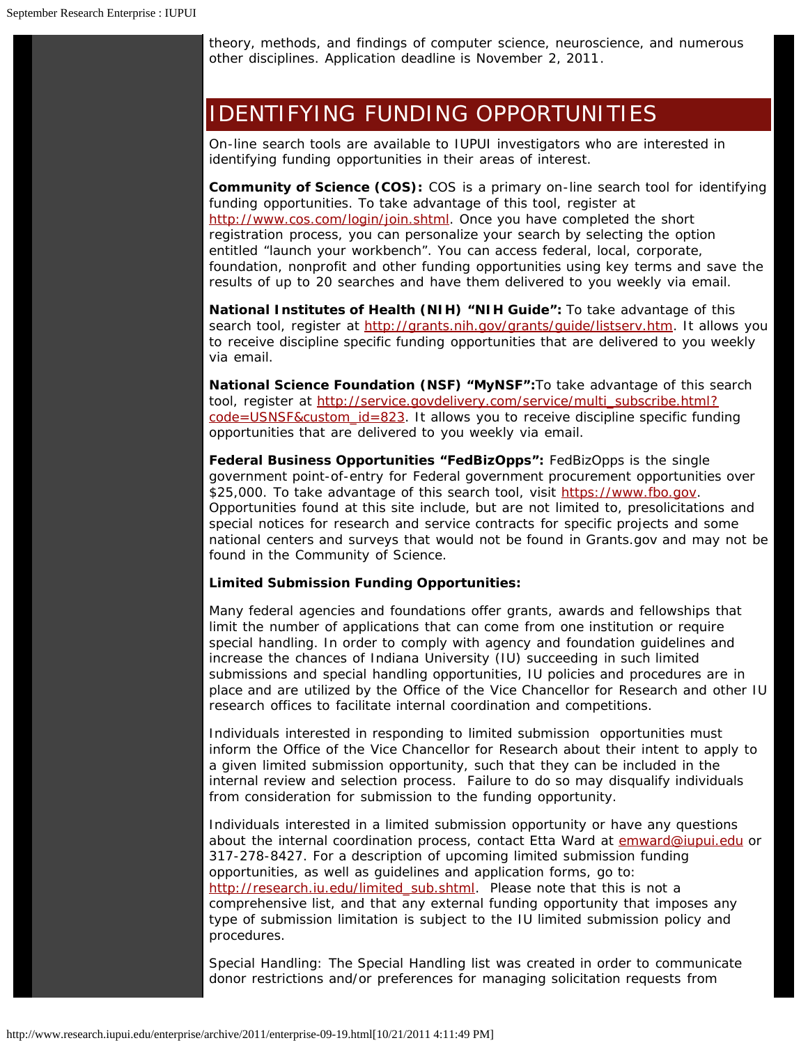theory, methods, and findings of computer science, neuroscience, and numerous other disciplines. Application deadline is November 2, 2011.

# IDENTIFYING FUNDING OPPORTUNITIES

On-line search tools are available to IUPUI investigators who are interested in identifying funding opportunities in their areas of interest.

**Community of Science (COS):** COS is a primary on-line search tool for identifying funding opportunities. To take advantage of this tool, register at http://www.cos.com/login/join.shtml. Once you have completed the short registration process, you can personalize your search by selecting the option entitled "launch your workbench". You can access federal, local, corporate, foundation, nonprofit and other funding opportunities using key terms and save the results of up to 20 searches and have them delivered to you weekly via email.

**National Institutes of Health (NIH) "NIH Guide":** To take advantage of this search tool, register at http://grants.nih.gov/grants/guide/listserv.htm. It allows you to receive discipline specific funding opportunities that are delivered to you weekly via email.

**National Science Foundation (NSF) "MyNSF":** To take advantage of this search tool, register at http://service.govdelivery.com/service/multi_subscribe.html?code=USNSF&custom_id=823. It allows you to receive discipline specific funding opportunities that are delivered to you weekly via email.

**Federal Business Opportunities "FedBizOpps":** FedBizOpps is the single government point-of-entry for Federal government procurement opportunities over $25,000. To take advantage of this search tool, visit https://www.fbo.gov. Opportunities found at this site include, but are not limited to, presolicitations and special notices for research and service contracts for specific projects and some national centers and surveys that would not be found in Grants.gov and may not be found in the Community of Science.

**Limited Submission Funding Opportunities:**

Many federal agencies and foundations offer grants, awards and fellowships that limit the number of applications that can come from one institution or require special handling. In order to comply with agency and foundation guidelines and increase the chances of Indiana University (IU) succeeding in such limited submissions and special handling opportunities, IU policies and procedures are in place and are utilized by the Office of the Vice Chancellor for Research and other IU research offices to facilitate internal coordination and competitions.

Individuals interested in responding to limited submission opportunities must inform the Office of the Vice Chancellor for Research about their intent to apply to a given limited submission opportunity, such that they can be included in the internal review and selection process. Failure to do so may disqualify individuals from consideration for submission to the funding opportunity.

Individuals interested in a limited submission opportunity or have any questions about the internal coordination process, contact Etta Ward at emward@iupui.edu or 317-278-8427. For a description of upcoming limited submission funding opportunities, as well as guidelines and application forms, go to: http://research.iu.edu/limited_sub.shtml. Please note that this is not a comprehensive list, and that any external funding opportunity that imposes any type of submission limitation is subject to the IU limited submission policy and procedures.

Special Handling: The Special Handling list was created in order to communicate donor restrictions and/or preferences for managing solicitation requests from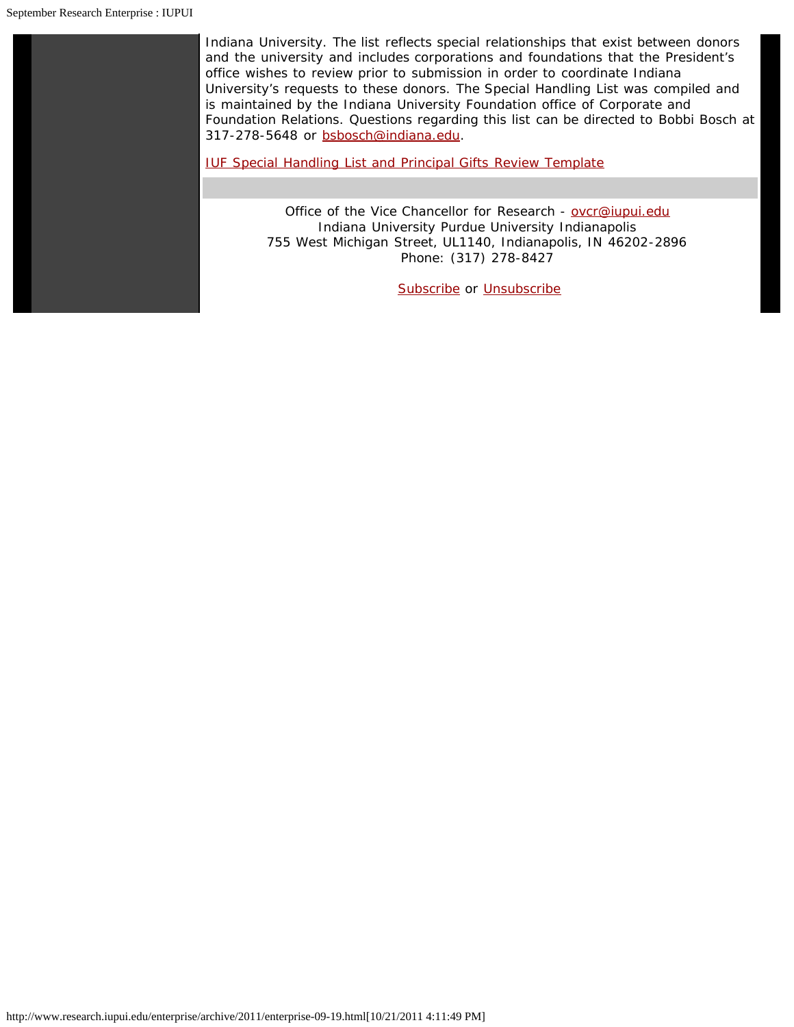Indiana University. The list reflects special relationships that exist between donors and the university and includes corporations and foundations that the President's office wishes to review prior to submission in order to coordinate Indiana University's requests to these donors. The Special Handling List was compiled and is maintained by the Indiana University Foundation office of Corporate and Foundation Relations. Questions regarding this list can be directed to Bobbi Bosch at 317-278-5648 or bsbosch@indiana.edu.

IUF Special Handling List and Principal Gifts Review Template

Office of the Vice Chancellor for Research - ovcr@iupui.edu
Indiana University Purdue University Indianapolis
755 West Michigan Street, UL1140, Indianapolis, IN 46202-2896
Phone: (317) 278-8427

Subscribe or Unsubscribe